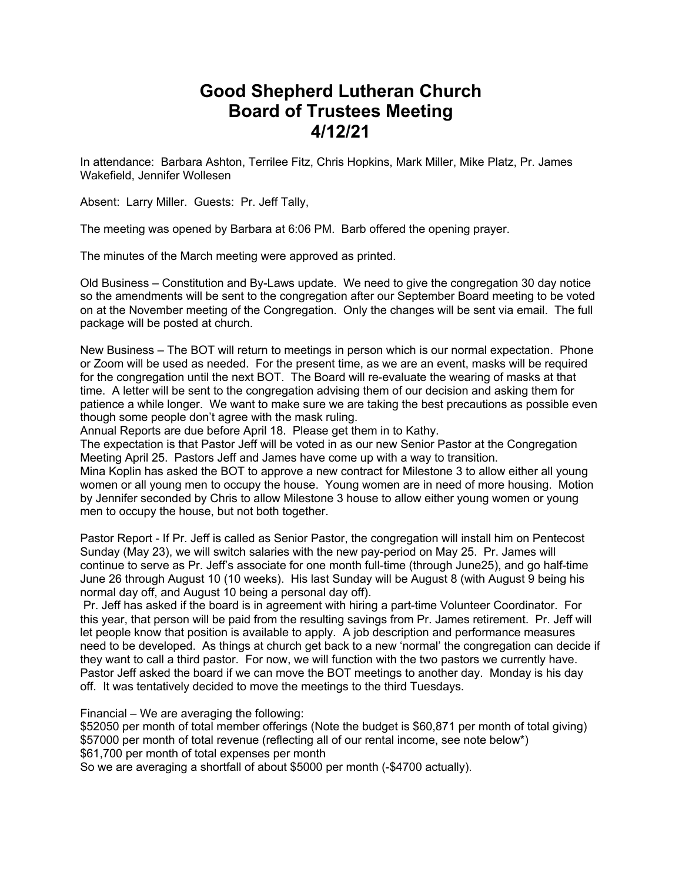# Good Shepherd Lutheran Church
# Board of Trustees Meeting
# 4/12/21

In attendance: Barbara Ashton, Terrilee Fitz, Chris Hopkins, Mark Miller, Mike Platz, Pr. James Wakefield, Jennifer Wollesen

Absent: Larry Miller. Guests: Pr. Jeff Tally,

The meeting was opened by Barbara at 6:06 PM. Barb offered the opening prayer.

The minutes of the March meeting were approved as printed.

Old Business – Constitution and By-Laws update. We need to give the congregation 30 day notice so the amendments will be sent to the congregation after our September Board meeting to be voted on at the November meeting of the Congregation. Only the changes will be sent via email. The full package will be posted at church.

New Business – The BOT will return to meetings in person which is our normal expectation. Phone or Zoom will be used as needed. For the present time, as we are an event, masks will be required for the congregation until the next BOT. The Board will re-evaluate the wearing of masks at that time. A letter will be sent to the congregation advising them of our decision and asking them for patience a while longer. We want to make sure we are taking the best precautions as possible even though some people don't agree with the mask ruling.
Annual Reports are due before April 18. Please get them in to Kathy.
The expectation is that Pastor Jeff will be voted in as our new Senior Pastor at the Congregation Meeting April 25. Pastors Jeff and James have come up with a way to transition.
Mina Koplin has asked the BOT to approve a new contract for Milestone 3 to allow either all young women or all young men to occupy the house. Young women are in need of more housing. Motion by Jennifer seconded by Chris to allow Milestone 3 house to allow either young women or young men to occupy the house, but not both together.

Pastor Report - If Pr. Jeff is called as Senior Pastor, the congregation will install him on Pentecost Sunday (May 23), we will switch salaries with the new pay-period on May 25. Pr. James will continue to serve as Pr. Jeff's associate for one month full-time (through June25), and go half-time June 26 through August 10 (10 weeks). His last Sunday will be August 8 (with August 9 being his normal day off, and August 10 being a personal day off).
Pr. Jeff has asked if the board is in agreement with hiring a part-time Volunteer Coordinator. For this year, that person will be paid from the resulting savings from Pr. James retirement. Pr. Jeff will let people know that position is available to apply. A job description and performance measures need to be developed. As things at church get back to a new 'normal' the congregation can decide if they want to call a third pastor. For now, we will function with the two pastors we currently have. Pastor Jeff asked the board if we can move the BOT meetings to another day. Monday is his day off. It was tentatively decided to move the meetings to the third Tuesdays.

Financial – We are averaging the following:
$52050 per month of total member offerings (Note the budget is $60,871 per month of total giving)
$57000 per month of total revenue (reflecting all of our rental income, see note below*)
$61,700 per month of total expenses per month
So we are averaging a shortfall of about $5000 per month (-$4700 actually).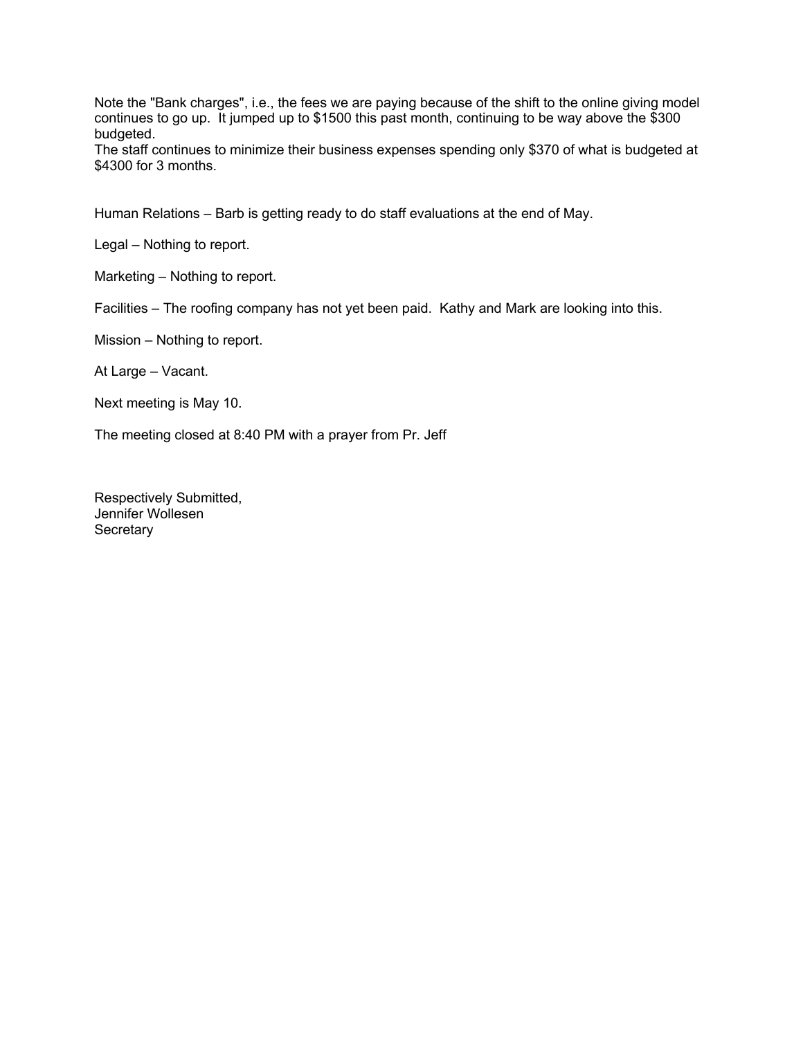Note the "Bank charges", i.e., the fees we are paying because of the shift to the online giving model continues to go up. It jumped up to $1500 this past month, continuing to be way above the $300 budgeted.
The staff continues to minimize their business expenses spending only $370 of what is budgeted at $4300 for 3 months.

Human Relations – Barb is getting ready to do staff evaluations at the end of May.

Legal – Nothing to report.

Marketing – Nothing to report.

Facilities – The roofing company has not yet been paid. Kathy and Mark are looking into this.

Mission – Nothing to report.

At Large – Vacant.

Next meeting is May 10.

The meeting closed at 8:40 PM with a prayer from Pr. Jeff

Respectively Submitted,
Jennifer Wollesen
Secretary